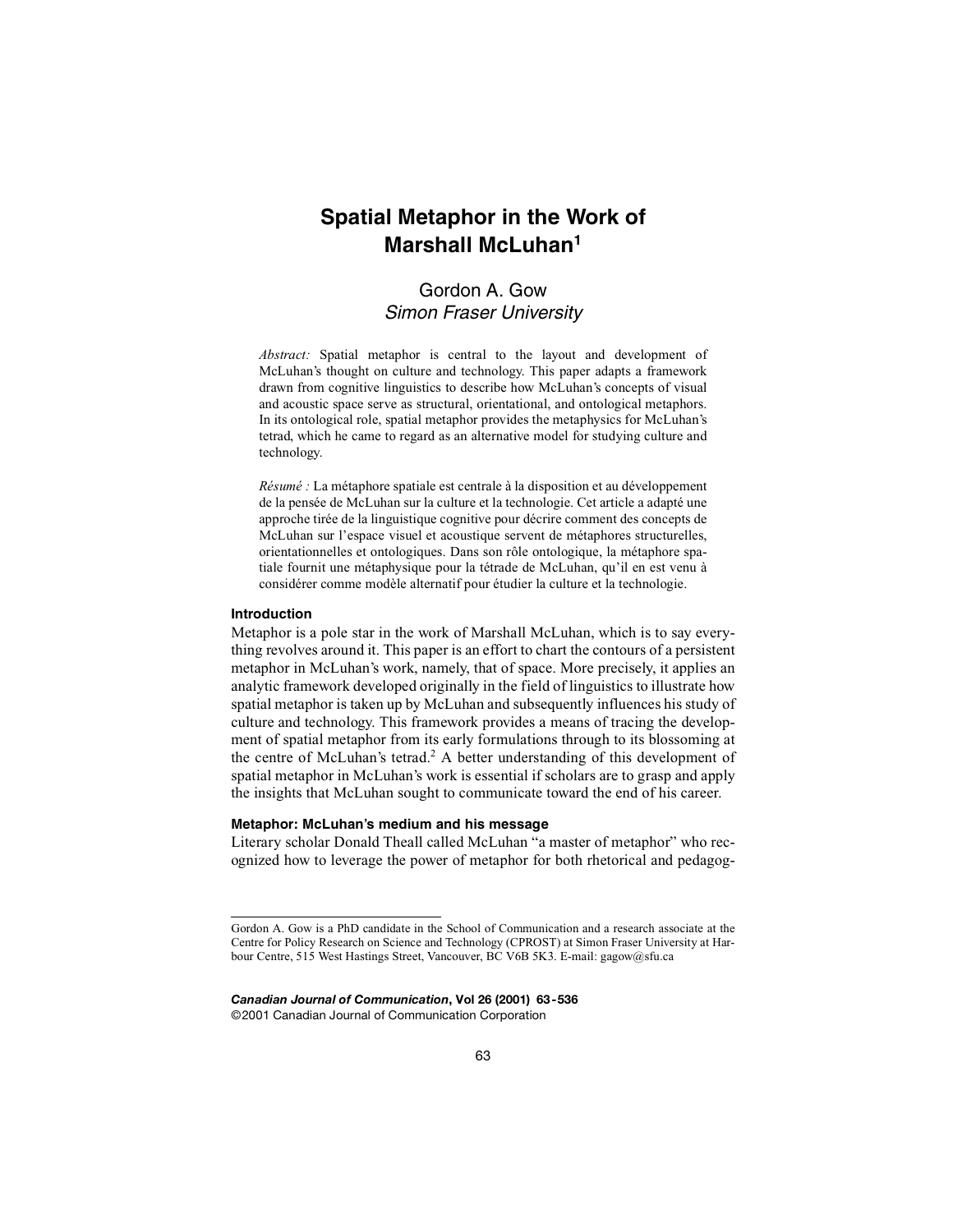# Spatial Metaphor in the Work of Marshall McLuhan[1]

Gordon A. Gow
*Simon Fraser University*

*Abstract:* Spatial metaphor is central to the layout and development of McLuhan's thought on culture and technology. This paper adapts a framework drawn from cognitive linguistics to describe how McLuhan's concepts of visual and acoustic space serve as structural, orientational, and ontological metaphors. In its ontological role, spatial metaphor provides the metaphysics for McLuhan's tetrad, which he came to regard as an alternative model for studying culture and technology.

*Résumé :* La métaphore spatiale est centrale à la disposition et au développement de la pensée de McLuhan sur la culture et la technologie. Cet article a adapté une approche tirée de la linguistique cognitive pour décrire comment des concepts de McLuhan sur l'espace visuel et acoustique servent de métaphores structurelles, orientationnelles et ontologiques. Dans son rôle ontologique, la métaphore spatiale fournit une métaphysique pour la tétrade de McLuhan, qu'il en est venu à considérer comme modèle alternatif pour étudier la culture et la technologie.

## Introduction

Metaphor is a pole star in the work of Marshall McLuhan, which is to say everything revolves around it. This paper is an effort to chart the contours of a persistent metaphor in McLuhan's work, namely, that of space. More precisely, it applies an analytic framework developed originally in the field of linguistics to illustrate how spatial metaphor is taken up by McLuhan and subsequently influences his study of culture and technology. This framework provides a means of tracing the development of spatial metaphor from its early formulations through to its blossoming at the centre of McLuhan's tetrad.[2] A better understanding of this development of spatial metaphor in McLuhan's work is essential if scholars are to grasp and apply the insights that McLuhan sought to communicate toward the end of his career.

## Metaphor: McLuhan's medium and his message

Literary scholar Donald Theall called McLuhan "a master of metaphor" who recognized how to leverage the power of metaphor for both rhetorical and pedagog-

---

Gordon A. Gow is a PhD candidate in the School of Communication and a research associate at the Centre for Policy Research on Science and Technology (CPROST) at Simon Fraser University at Harbour Centre, 515 West Hastings Street, Vancouver, BC V6B 5K3. E-mail: gagow@sfu.ca

©2001 Canadian Journal of Communication Corporation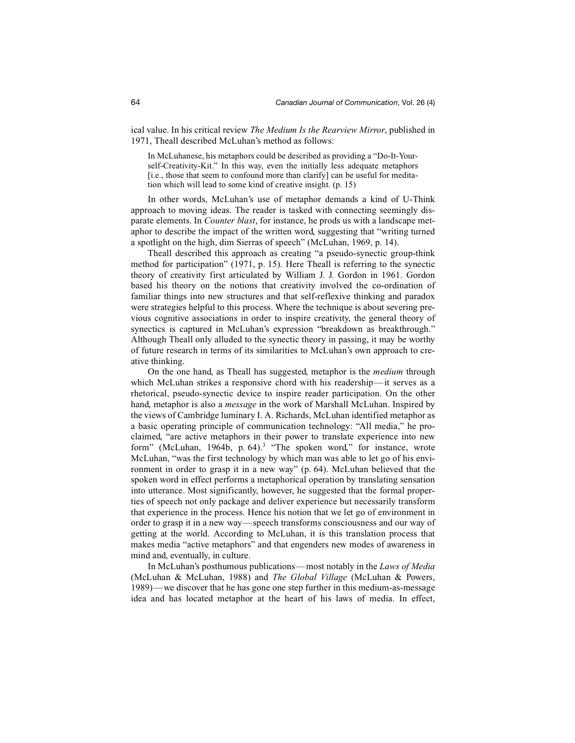ical value. In his critical review *The Medium Is the Rearview Mirror*, published in 1971, Theall described McLuhan's method as follows:

> In McLuhanese, his metaphors could be described as providing a "Do-It-Yourself-Creativity-Kit." In this way, even the initially less adequate metaphors [i.e., those that seem to confound more than clarify] can be useful for meditation which will lead to some kind of creative insight. (p. 15)

In other words, McLuhan's use of metaphor demands a kind of U-Think approach to moving ideas. The reader is tasked with connecting seemingly disparate elements. In *Counter blast*, for instance, he prods us with a landscape metaphor to describe the impact of the written word, suggesting that "writing turned a spotlight on the high, dim Sierras of speech" (McLuhan, 1969, p. 14).

Theall described this approach as creating "a pseudo-synectic group-think method for participation" (1971, p. 15). Here Theall is referring to the synectic theory of creativity first articulated by William J. J. Gordon in 1961. Gordon based his theory on the notions that creativity involved the co-ordination of familiar things into new structures and that self-reflexive thinking and paradox were strategies helpful to this process. Where the technique is about severing previous cognitive associations in order to inspire creativity, the general theory of synectics is captured in McLuhan's expression "breakdown as breakthrough." Although Theall only alluded to the synectic theory in passing, it may be worthy of future research in terms of its similarities to McLuhan's own approach to creative thinking.

On the one hand, as Theall has suggested, metaphor is the *medium* through which McLuhan strikes a responsive chord with his readership—it serves as a rhetorical, pseudo-synectic device to inspire reader participation. On the other hand, metaphor is also a *message* in the work of Marshall McLuhan. Inspired by the views of Cambridge luminary I. A. Richards, McLuhan identified metaphor as a basic operating principle of communication technology: "All media," he proclaimed, "are active metaphors in their power to translate experience into new form" (McLuhan, 1964b, p. 64).[3] "The spoken word," for instance, wrote McLuhan, "was the first technology by which man was able to let go of his environment in order to grasp it in a new way" (p. 64). McLuhan believed that the spoken word in effect performs a metaphorical operation by translating sensation into utterance. Most significantly, however, he suggested that the formal properties of speech not only package and deliver experience but necessarily transform that experience in the process. Hence his notion that we let go of environment in order to grasp it in a new way—speech transforms consciousness and our way of getting at the world. According to McLuhan, it is this translation process that makes media "active metaphors" and that engenders new modes of awareness in mind and, eventually, in culture.

In McLuhan's posthumous publications—most notably in the *Laws of Media* (McLuhan & McLuhan, 1988) and *The Global Village* (McLuhan & Powers, 1989)—we discover that he has gone one step further in this medium-as-message idea and has located metaphor at the heart of his laws of media. In effect,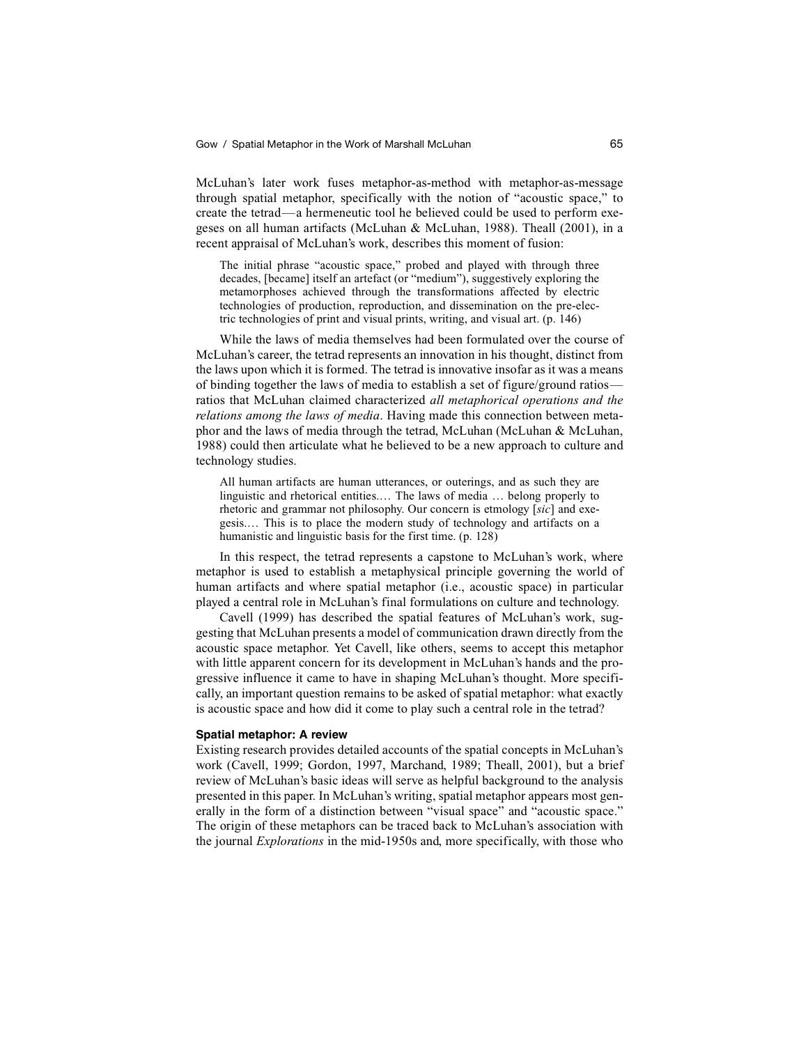McLuhan's later work fuses metaphor-as-method with metaphor-as-message through spatial metaphor, specifically with the notion of "acoustic space," to create the tetrad—a hermeneutic tool he believed could be used to perform exegeses on all human artifacts (McLuhan & McLuhan, 1988). Theall (2001), in a recent appraisal of McLuhan's work, describes this moment of fusion:

> The initial phrase "acoustic space," probed and played with through three decades, [became] itself an artefact (or "medium"), suggestively exploring the metamorphoses achieved through the transformations affected by electric technologies of production, reproduction, and dissemination on the pre-electric technologies of print and visual prints, writing, and visual art. (p. 146)

While the laws of media themselves had been formulated over the course of McLuhan's career, the tetrad represents an innovation in his thought, distinct from the laws upon which it is formed. The tetrad is innovative insofar as it was a means of binding together the laws of media to establish a set of figure/ground ratios—ratios that McLuhan claimed characterized *all metaphorical operations and the relations among the laws of media*. Having made this connection between metaphor and the laws of media through the tetrad, McLuhan (McLuhan & McLuhan, 1988) could then articulate what he believed to be a new approach to culture and technology studies.

> All human artifacts are human utterances, or outerings, and as such they are linguistic and rhetorical entities.… The laws of media … belong properly to rhetoric and grammar not philosophy. Our concern is etmology [*sic*] and exegesis.… This is to place the modern study of technology and artifacts on a humanistic and linguistic basis for the first time. (p. 128)

In this respect, the tetrad represents a capstone to McLuhan's work, where metaphor is used to establish a metaphysical principle governing the world of human artifacts and where spatial metaphor (i.e., acoustic space) in particular played a central role in McLuhan's final formulations on culture and technology.

Cavell (1999) has described the spatial features of McLuhan's work, suggesting that McLuhan presents a model of communication drawn directly from the acoustic space metaphor. Yet Cavell, like others, seems to accept this metaphor with little apparent concern for its development in McLuhan's hands and the progressive influence it came to have in shaping McLuhan's thought. More specifically, an important question remains to be asked of spatial metaphor: what exactly is acoustic space and how did it come to play such a central role in the tetrad?

#### Spatial metaphor: A review

Existing research provides detailed accounts of the spatial concepts in McLuhan's work (Cavell, 1999; Gordon, 1997, Marchand, 1989; Theall, 2001), but a brief review of McLuhan's basic ideas will serve as helpful background to the analysis presented in this paper. In McLuhan's writing, spatial metaphor appears most generally in the form of a distinction between "visual space" and "acoustic space." The origin of these metaphors can be traced back to McLuhan's association with the journal *Explorations* in the mid-1950s and, more specifically, with those who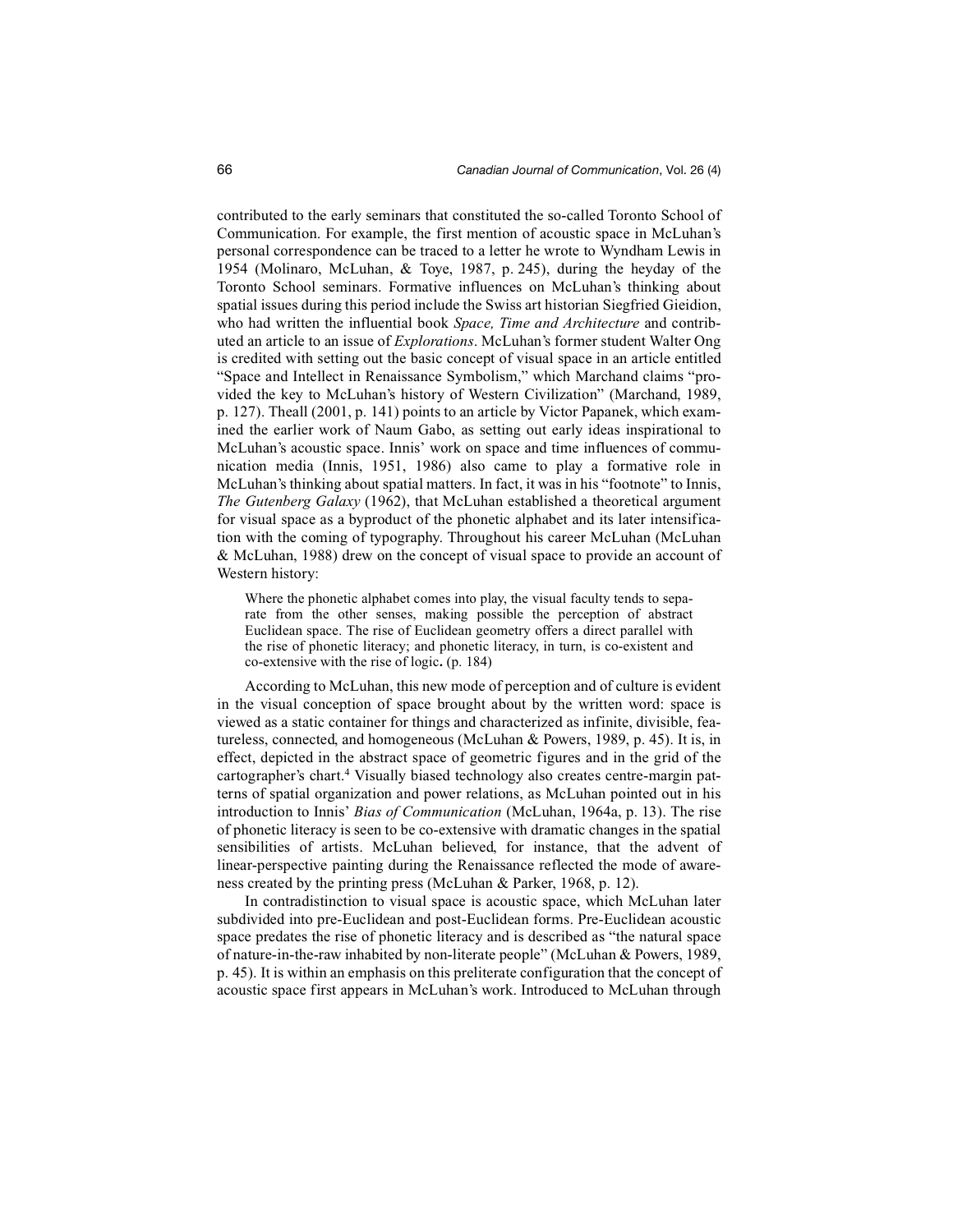contributed to the early seminars that constituted the so-called Toronto School of Communication. For example, the first mention of acoustic space in McLuhan's personal correspondence can be traced to a letter he wrote to Wyndham Lewis in 1954 (Molinaro, McLuhan, & Toye, 1987, p. 245), during the heyday of the Toronto School seminars. Formative influences on McLuhan's thinking about spatial issues during this period include the Swiss art historian Siegfried Gieidion, who had written the influential book *Space, Time and Architecture* and contributed an article to an issue of *Explorations*. McLuhan's former student Walter Ong is credited with setting out the basic concept of visual space in an article entitled "Space and Intellect in Renaissance Symbolism," which Marchand claims "provided the key to McLuhan's history of Western Civilization" (Marchand, 1989, p. 127). Theall (2001, p. 141) points to an article by Victor Papanek, which examined the earlier work of Naum Gabo, as setting out early ideas inspirational to McLuhan's acoustic space. Innis' work on space and time influences of communication media (Innis, 1951, 1986) also came to play a formative role in McLuhan's thinking about spatial matters. In fact, it was in his "footnote" to Innis, *The Gutenberg Galaxy* (1962), that McLuhan established a theoretical argument for visual space as a byproduct of the phonetic alphabet and its later intensification with the coming of typography. Throughout his career McLuhan (McLuhan & McLuhan, 1988) drew on the concept of visual space to provide an account of Western history:

> Where the phonetic alphabet comes into play, the visual faculty tends to separate from the other senses, making possible the perception of abstract Euclidean space. The rise of Euclidean geometry offers a direct parallel with the rise of phonetic literacy; and phonetic literacy, in turn, is co-existent and co-extensive with the rise of logic. (p. 184)

According to McLuhan, this new mode of perception and of culture is evident in the visual conception of space brought about by the written word: space is viewed as a static container for things and characterized as infinite, divisible, featureless, connected, and homogeneous (McLuhan & Powers, 1989, p. 45). It is, in effect, depicted in the abstract space of geometric figures and in the grid of the cartographer's chart.[4] Visually biased technology also creates centre-margin patterns of spatial organization and power relations, as McLuhan pointed out in his introduction to Innis' *Bias of Communication* (McLuhan, 1964a, p. 13). The rise of phonetic literacy is seen to be co-extensive with dramatic changes in the spatial sensibilities of artists. McLuhan believed, for instance, that the advent of linear-perspective painting during the Renaissance reflected the mode of awareness created by the printing press (McLuhan & Parker, 1968, p. 12).

In contradistinction to visual space is acoustic space, which McLuhan later subdivided into pre-Euclidean and post-Euclidean forms. Pre-Euclidean acoustic space predates the rise of phonetic literacy and is described as "the natural space of nature-in-the-raw inhabited by non-literate people" (McLuhan & Powers, 1989, p. 45). It is within an emphasis on this preliterate configuration that the concept of acoustic space first appears in McLuhan's work. Introduced to McLuhan through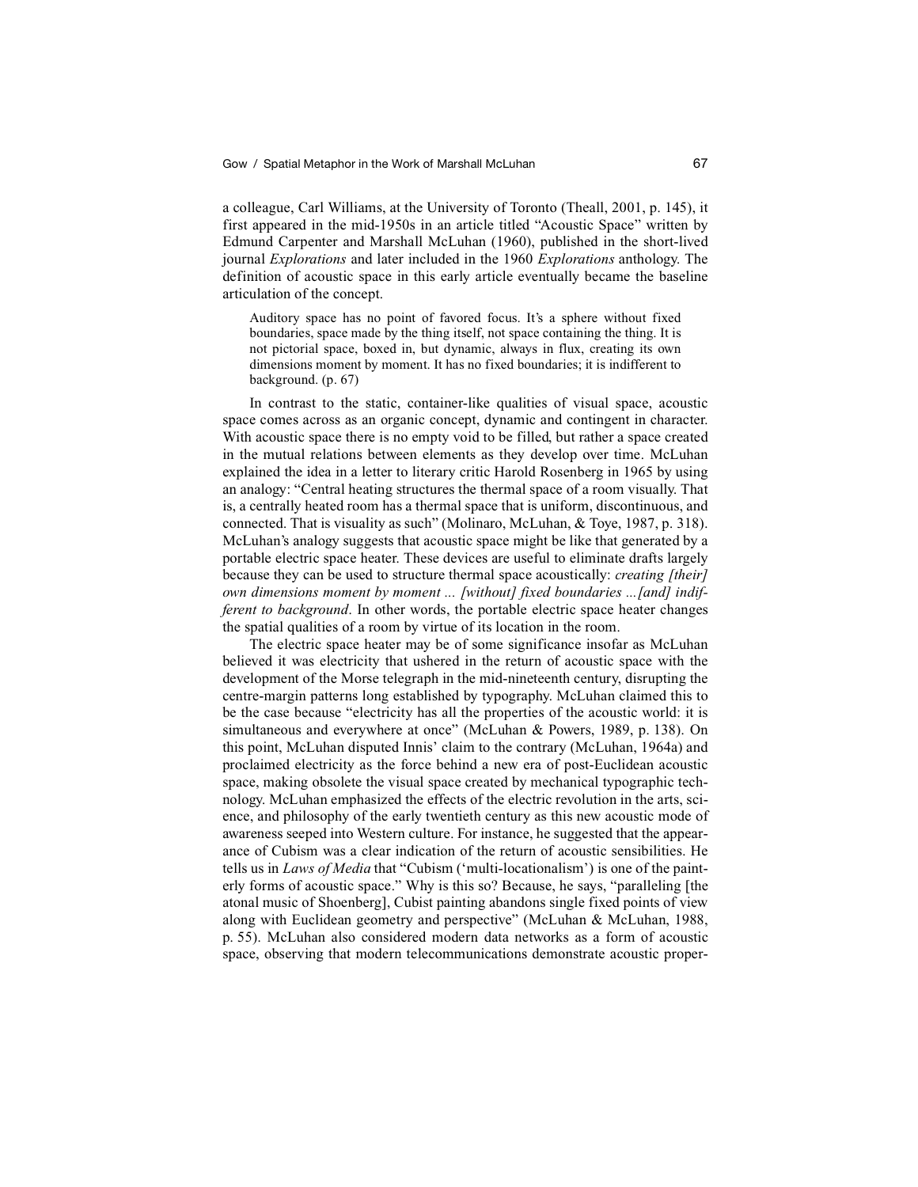a colleague, Carl Williams, at the University of Toronto (Theall, 2001, p. 145), it first appeared in the mid-1950s in an article titled "Acoustic Space" written by Edmund Carpenter and Marshall McLuhan (1960), published in the short-lived journal *Explorations* and later included in the 1960 *Explorations* anthology. The definition of acoustic space in this early article eventually became the baseline articulation of the concept.

> Auditory space has no point of favored focus. It's a sphere without fixed boundaries, space made by the thing itself, not space containing the thing. It is not pictorial space, boxed in, but dynamic, always in flux, creating its own dimensions moment by moment. It has no fixed boundaries; it is indifferent to background. (p. 67)

In contrast to the static, container-like qualities of visual space, acoustic space comes across as an organic concept, dynamic and contingent in character. With acoustic space there is no empty void to be filled, but rather a space created in the mutual relations between elements as they develop over time. McLuhan explained the idea in a letter to literary critic Harold Rosenberg in 1965 by using an analogy: "Central heating structures the thermal space of a room visually. That is, a centrally heated room has a thermal space that is uniform, discontinuous, and connected. That is visuality as such" (Molinaro, McLuhan, & Toye, 1987, p. 318). McLuhan's analogy suggests that acoustic space might be like that generated by a portable electric space heater. These devices are useful to eliminate drafts largely because they can be used to structure thermal space acoustically: *creating [their] own dimensions moment by moment ... [without] fixed boundaries ...[and] indifferent to background*. In other words, the portable electric space heater changes the spatial qualities of a room by virtue of its location in the room.

The electric space heater may be of some significance insofar as McLuhan believed it was electricity that ushered in the return of acoustic space with the development of the Morse telegraph in the mid-nineteenth century, disrupting the centre-margin patterns long established by typography. McLuhan claimed this to be the case because "electricity has all the properties of the acoustic world: it is simultaneous and everywhere at once" (McLuhan & Powers, 1989, p. 138). On this point, McLuhan disputed Innis' claim to the contrary (McLuhan, 1964a) and proclaimed electricity as the force behind a new era of post-Euclidean acoustic space, making obsolete the visual space created by mechanical typographic technology. McLuhan emphasized the effects of the electric revolution in the arts, science, and philosophy of the early twentieth century as this new acoustic mode of awareness seeped into Western culture. For instance, he suggested that the appearance of Cubism was a clear indication of the return of acoustic sensibilities. He tells us in *Laws of Media* that "Cubism ('multi-locationalism') is one of the painterly forms of acoustic space." Why is this so? Because, he says, "paralleling [the atonal music of Shoenberg], Cubist painting abandons single fixed points of view along with Euclidean geometry and perspective" (McLuhan & McLuhan, 1988, p. 55). McLuhan also considered modern data networks as a form of acoustic space, observing that modern telecommunications demonstrate acoustic proper-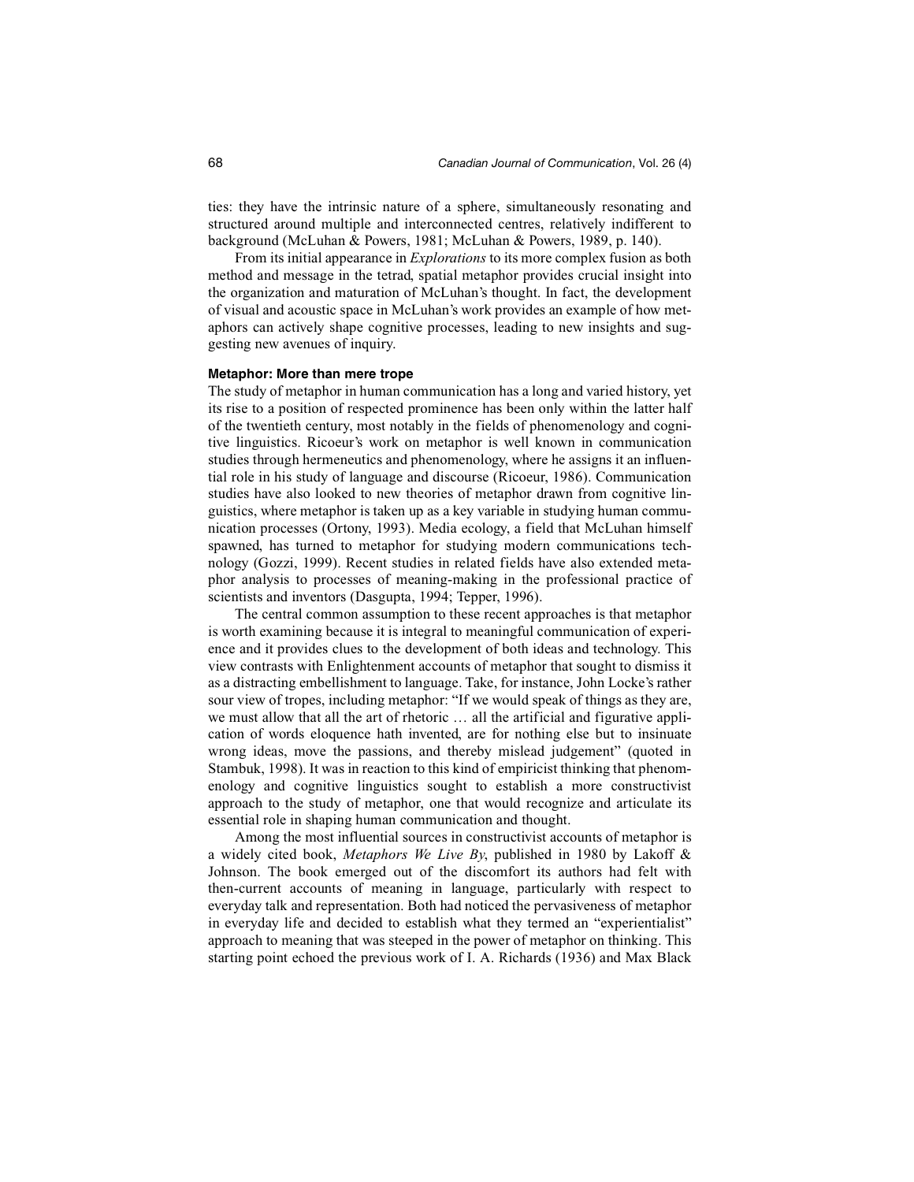ties: they have the intrinsic nature of a sphere, simultaneously resonating and structured around multiple and interconnected centres, relatively indifferent to background (McLuhan & Powers, 1981; McLuhan & Powers, 1989, p. 140).

From its initial appearance in *Explorations* to its more complex fusion as both method and message in the tetrad, spatial metaphor provides crucial insight into the organization and maturation of McLuhan's thought. In fact, the development of visual and acoustic space in McLuhan's work provides an example of how metaphors can actively shape cognitive processes, leading to new insights and suggesting new avenues of inquiry.

#### Metaphor: More than mere trope

The study of metaphor in human communication has a long and varied history, yet its rise to a position of respected prominence has been only within the latter half of the twentieth century, most notably in the fields of phenomenology and cognitive linguistics. Ricoeur's work on metaphor is well known in communication studies through hermeneutics and phenomenology, where he assigns it an influential role in his study of language and discourse (Ricoeur, 1986). Communication studies have also looked to new theories of metaphor drawn from cognitive linguistics, where metaphor is taken up as a key variable in studying human communication processes (Ortony, 1993). Media ecology, a field that McLuhan himself spawned, has turned to metaphor for studying modern communications technology (Gozzi, 1999). Recent studies in related fields have also extended metaphor analysis to processes of meaning-making in the professional practice of scientists and inventors (Dasgupta, 1994; Tepper, 1996).

The central common assumption to these recent approaches is that metaphor is worth examining because it is integral to meaningful communication of experience and it provides clues to the development of both ideas and technology. This view contrasts with Enlightenment accounts of metaphor that sought to dismiss it as a distracting embellishment to language. Take, for instance, John Locke's rather sour view of tropes, including metaphor: "If we would speak of things as they are, we must allow that all the art of rhetoric … all the artificial and figurative application of words eloquence hath invented, are for nothing else but to insinuate wrong ideas, move the passions, and thereby mislead judgement" (quoted in Stambuk, 1998). It was in reaction to this kind of empiricist thinking that phenomenology and cognitive linguistics sought to establish a more constructivist approach to the study of metaphor, one that would recognize and articulate its essential role in shaping human communication and thought.

Among the most influential sources in constructivist accounts of metaphor is a widely cited book, *Metaphors We Live By*, published in 1980 by Lakoff & Johnson. The book emerged out of the discomfort its authors had felt with then-current accounts of meaning in language, particularly with respect to everyday talk and representation. Both had noticed the pervasiveness of metaphor in everyday life and decided to establish what they termed an "experientialist" approach to meaning that was steeped in the power of metaphor on thinking. This starting point echoed the previous work of I. A. Richards (1936) and Max Black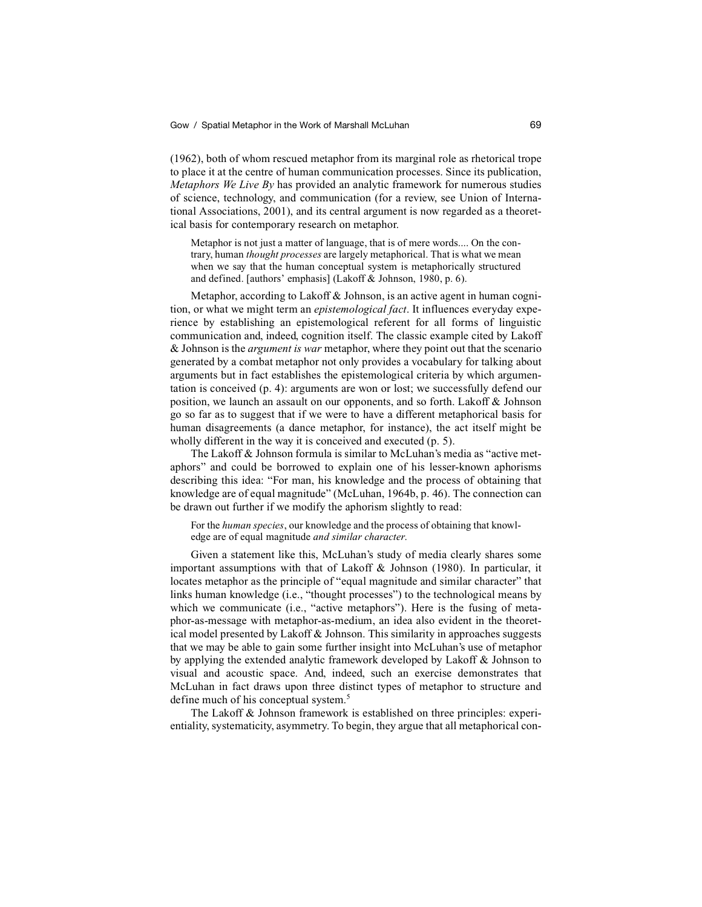(1962), both of whom rescued metaphor from its marginal role as rhetorical trope to place it at the centre of human communication processes. Since its publication, *Metaphors We Live By* has provided an analytic framework for numerous studies of science, technology, and communication (for a review, see Union of International Associations, 2001), and its central argument is now regarded as a theoretical basis for contemporary research on metaphor.

> Metaphor is not just a matter of language, that is of mere words.... On the contrary, human *thought processes* are largely metaphorical. That is what we mean when we say that the human conceptual system is metaphorically structured and defined. [authors' emphasis] (Lakoff & Johnson, 1980, p. 6).

Metaphor, according to Lakoff & Johnson, is an active agent in human cognition, or what we might term an *epistemological fact*. It influences everyday experience by establishing an epistemological referent for all forms of linguistic communication and, indeed, cognition itself. The classic example cited by Lakoff & Johnson is the *argument is war* metaphor, where they point out that the scenario generated by a combat metaphor not only provides a vocabulary for talking about arguments but in fact establishes the epistemological criteria by which argumentation is conceived (p. 4): arguments are won or lost; we successfully defend our position, we launch an assault on our opponents, and so forth. Lakoff & Johnson go so far as to suggest that if we were to have a different metaphorical basis for human disagreements (a dance metaphor, for instance), the act itself might be wholly different in the way it is conceived and executed (p. 5).

The Lakoff & Johnson formula is similar to McLuhan's media as "active metaphors" and could be borrowed to explain one of his lesser-known aphorisms describing this idea: "For man, his knowledge and the process of obtaining that knowledge are of equal magnitude" (McLuhan, 1964b, p. 46). The connection can be drawn out further if we modify the aphorism slightly to read:

> For the *human species*, our knowledge and the process of obtaining that knowledge are of equal magnitude *and similar character.*

Given a statement like this, McLuhan's study of media clearly shares some important assumptions with that of Lakoff & Johnson (1980). In particular, it locates metaphor as the principle of "equal magnitude and similar character" that links human knowledge (i.e., "thought processes") to the technological means by which we communicate (i.e., "active metaphors"). Here is the fusing of metaphor-as-message with metaphor-as-medium, an idea also evident in the theoretical model presented by Lakoff & Johnson. This similarity in approaches suggests that we may be able to gain some further insight into McLuhan's use of metaphor by applying the extended analytic framework developed by Lakoff & Johnson to visual and acoustic space. And, indeed, such an exercise demonstrates that McLuhan in fact draws upon three distinct types of metaphor to structure and define much of his conceptual system.[5]

The Lakoff & Johnson framework is established on three principles: experientiality, systematicity, asymmetry. To begin, they argue that all metaphorical con-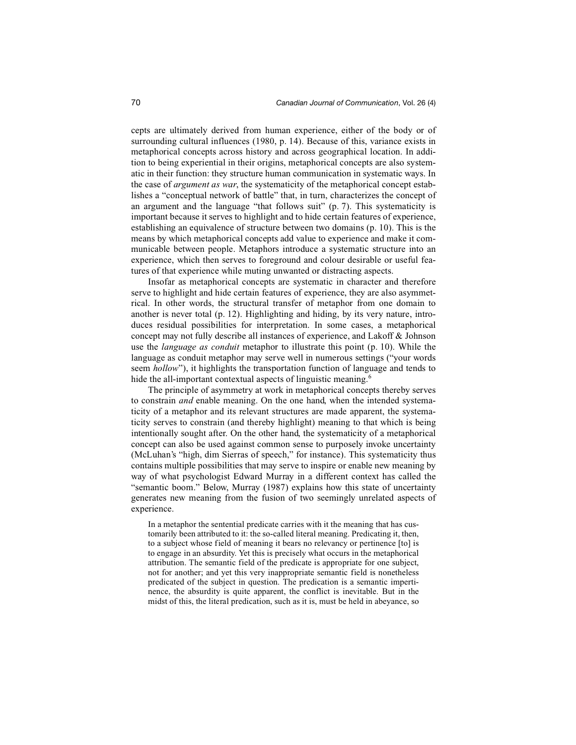cepts are ultimately derived from human experience, either of the body or of surrounding cultural influences (1980, p. 14). Because of this, variance exists in metaphorical concepts across history and across geographical location. In addition to being experiential in their origins, metaphorical concepts are also systematic in their function: they structure human communication in systematic ways. In the case of *argument as war*, the systematicity of the metaphorical concept establishes a "conceptual network of battle" that, in turn, characterizes the concept of an argument and the language "that follows suit" (p. 7). This systematicity is important because it serves to highlight and to hide certain features of experience, establishing an equivalence of structure between two domains (p. 10). This is the means by which metaphorical concepts add value to experience and make it communicable between people. Metaphors introduce a systematic structure into an experience, which then serves to foreground and colour desirable or useful features of that experience while muting unwanted or distracting aspects.

Insofar as metaphorical concepts are systematic in character and therefore serve to highlight and hide certain features of experience, they are also asymmetrical. In other words, the structural transfer of metaphor from one domain to another is never total (p. 12). Highlighting and hiding, by its very nature, introduces residual possibilities for interpretation. In some cases, a metaphorical concept may not fully describe all instances of experience, and Lakoff & Johnson use the *language as conduit* metaphor to illustrate this point (p. 10). While the language as conduit metaphor may serve well in numerous settings ("your words seem *hollow*"), it highlights the transportation function of language and tends to hide the all-important contextual aspects of linguistic meaning.[6]

The principle of asymmetry at work in metaphorical concepts thereby serves to constrain *and* enable meaning. On the one hand, when the intended systematicity of a metaphor and its relevant structures are made apparent, the systematicity serves to constrain (and thereby highlight) meaning to that which is being intentionally sought after. On the other hand, the systematicity of a metaphorical concept can also be used against common sense to purposely invoke uncertainty (McLuhan's "high, dim Sierras of speech," for instance). This systematicity thus contains multiple possibilities that may serve to inspire or enable new meaning by way of what psychologist Edward Murray in a different context has called the "semantic boom." Below, Murray (1987) explains how this state of uncertainty generates new meaning from the fusion of two seemingly unrelated aspects of experience.

> In a metaphor the sentential predicate carries with it the meaning that has customarily been attributed to it: the so-called literal meaning. Predicating it, then, to a subject whose field of meaning it bears no relevancy or pertinence [to] is to engage in an absurdity. Yet this is precisely what occurs in the metaphorical attribution. The semantic field of the predicate is appropriate for one subject, not for another; and yet this very inappropriate semantic field is nonetheless predicated of the subject in question. The predication is a semantic impertinence, the absurdity is quite apparent, the conflict is inevitable. But in the midst of this, the literal predication, such as it is, must be held in abeyance, so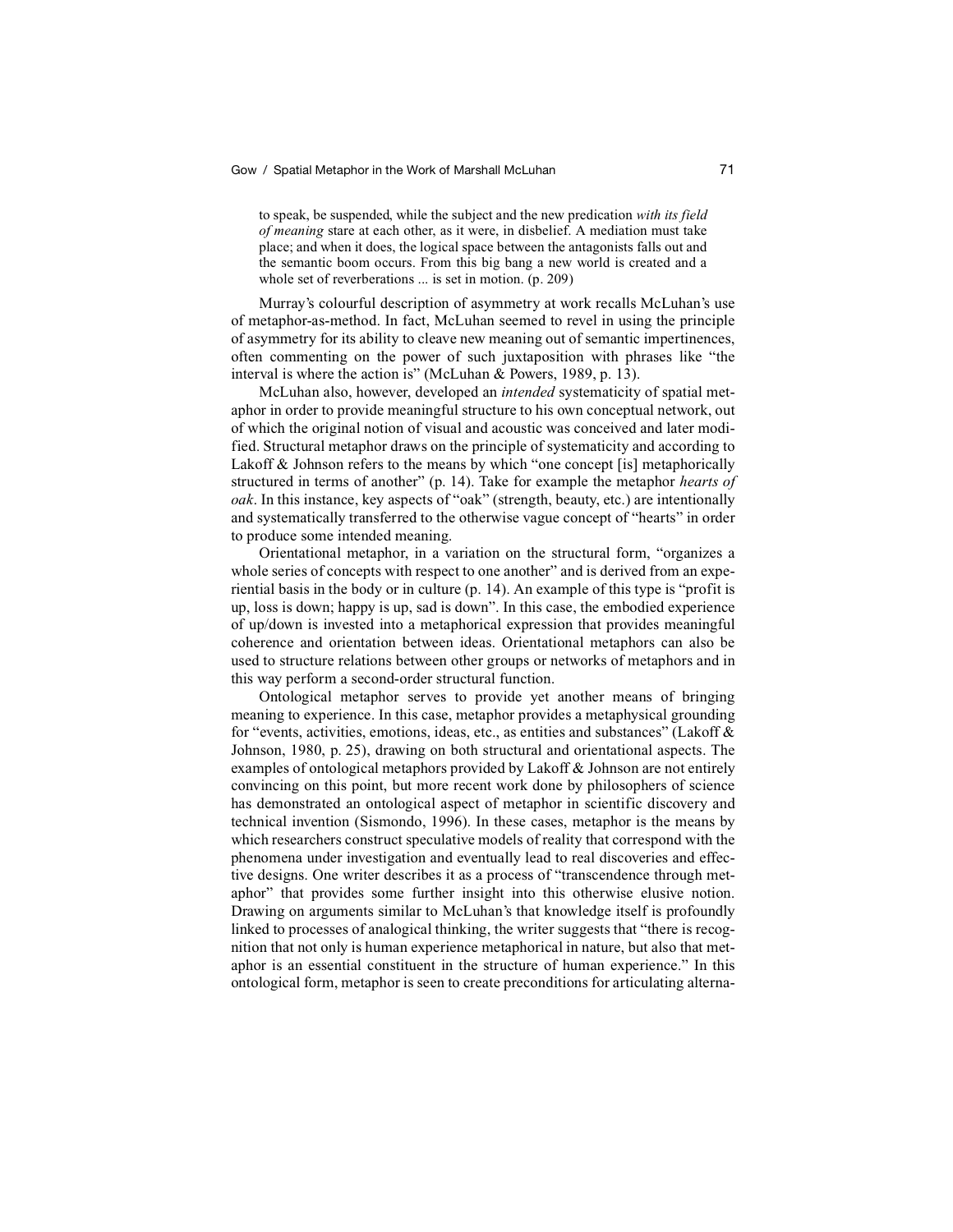> to speak, be suspended, while the subject and the new predication *with its field of meaning* stare at each other, as it were, in disbelief. A mediation must take place; and when it does, the logical space between the antagonists falls out and the semantic boom occurs. From this big bang a new world is created and a whole set of reverberations ... is set in motion. (p. 209)

Murray's colourful description of asymmetry at work recalls McLuhan's use of metaphor-as-method. In fact, McLuhan seemed to revel in using the principle of asymmetry for its ability to cleave new meaning out of semantic impertinences, often commenting on the power of such juxtaposition with phrases like "the interval is where the action is" (McLuhan & Powers, 1989, p. 13).

McLuhan also, however, developed an *intended* systematicity of spatial metaphor in order to provide meaningful structure to his own conceptual network, out of which the original notion of visual and acoustic was conceived and later modified. Structural metaphor draws on the principle of systematicity and according to Lakoff & Johnson refers to the means by which "one concept [is] metaphorically structured in terms of another" (p. 14). Take for example the metaphor *hearts of oak*. In this instance, key aspects of "oak" (strength, beauty, etc.) are intentionally and systematically transferred to the otherwise vague concept of "hearts" in order to produce some intended meaning.

Orientational metaphor, in a variation on the structural form, "organizes a whole series of concepts with respect to one another" and is derived from an experiential basis in the body or in culture (p. 14). An example of this type is "profit is up, loss is down; happy is up, sad is down". In this case, the embodied experience of up/down is invested into a metaphorical expression that provides meaningful coherence and orientation between ideas. Orientational metaphors can also be used to structure relations between other groups or networks of metaphors and in this way perform a second-order structural function.

Ontological metaphor serves to provide yet another means of bringing meaning to experience. In this case, metaphor provides a metaphysical grounding for "events, activities, emotions, ideas, etc., as entities and substances" (Lakoff & Johnson, 1980, p. 25), drawing on both structural and orientational aspects. The examples of ontological metaphors provided by Lakoff & Johnson are not entirely convincing on this point, but more recent work done by philosophers of science has demonstrated an ontological aspect of metaphor in scientific discovery and technical invention (Sismondo, 1996). In these cases, metaphor is the means by which researchers construct speculative models of reality that correspond with the phenomena under investigation and eventually lead to real discoveries and effective designs. One writer describes it as a process of "transcendence through metaphor" that provides some further insight into this otherwise elusive notion. Drawing on arguments similar to McLuhan's that knowledge itself is profoundly linked to processes of analogical thinking, the writer suggests that "there is recognition that not only is human experience metaphorical in nature, but also that metaphor is an essential constituent in the structure of human experience." In this ontological form, metaphor is seen to create preconditions for articulating alterna-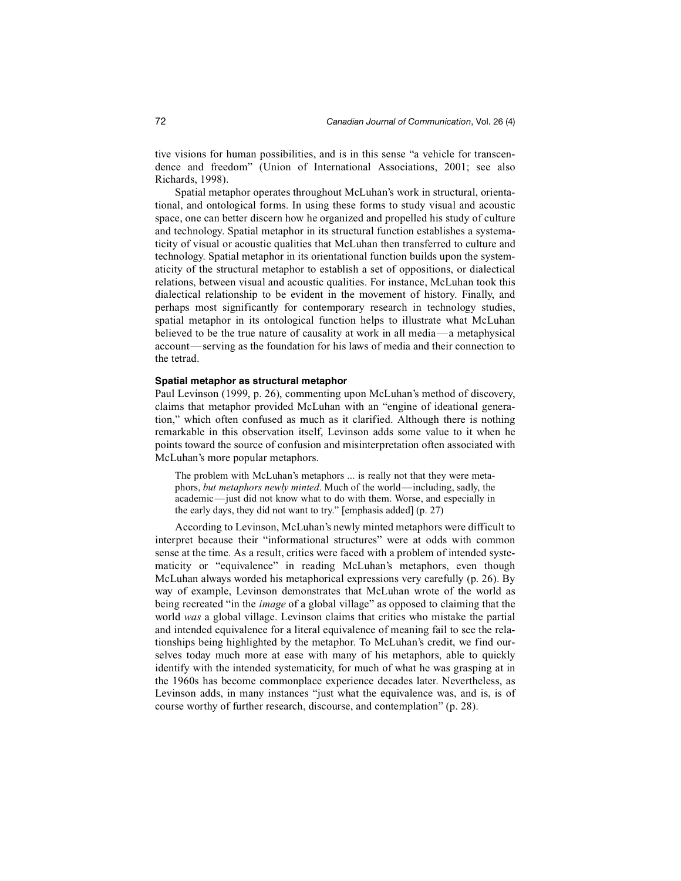tive visions for human possibilities, and is in this sense "a vehicle for transcendence and freedom" (Union of International Associations, 2001; see also Richards, 1998).

Spatial metaphor operates throughout McLuhan's work in structural, orientational, and ontological forms. In using these forms to study visual and acoustic space, one can better discern how he organized and propelled his study of culture and technology. Spatial metaphor in its structural function establishes a systematicity of visual or acoustic qualities that McLuhan then transferred to culture and technology. Spatial metaphor in its orientational function builds upon the systematicity of the structural metaphor to establish a set of oppositions, or dialectical relations, between visual and acoustic qualities. For instance, McLuhan took this dialectical relationship to be evident in the movement of history. Finally, and perhaps most significantly for contemporary research in technology studies, spatial metaphor in its ontological function helps to illustrate what McLuhan believed to be the true nature of causality at work in all media—a metaphysical account—serving as the foundation for his laws of media and their connection to the tetrad.

#### Spatial metaphor as structural metaphor

Paul Levinson (1999, p. 26), commenting upon McLuhan's method of discovery, claims that metaphor provided McLuhan with an "engine of ideational generation," which often confused as much as it clarified. Although there is nothing remarkable in this observation itself, Levinson adds some value to it when he points toward the source of confusion and misinterpretation often associated with McLuhan's more popular metaphors.

> The problem with McLuhan's metaphors ... is really not that they were metaphors, *but metaphors newly minted*. Much of the world—including, sadly, the academic—just did not know what to do with them. Worse, and especially in the early days, they did not want to try." [emphasis added] (p. 27)

According to Levinson, McLuhan's newly minted metaphors were difficult to interpret because their "informational structures" were at odds with common sense at the time. As a result, critics were faced with a problem of intended systematicity or "equivalence" in reading McLuhan's metaphors, even though McLuhan always worded his metaphorical expressions very carefully (p. 26). By way of example, Levinson demonstrates that McLuhan wrote of the world as being recreated "in the *image* of a global village" as opposed to claiming that the world *was* a global village. Levinson claims that critics who mistake the partial and intended equivalence for a literal equivalence of meaning fail to see the relationships being highlighted by the metaphor. To McLuhan's credit, we find ourselves today much more at ease with many of his metaphors, able to quickly identify with the intended systematicity, for much of what he was grasping at in the 1960s has become commonplace experience decades later. Nevertheless, as Levinson adds, in many instances "just what the equivalence was, and is, is of course worthy of further research, discourse, and contemplation" (p. 28).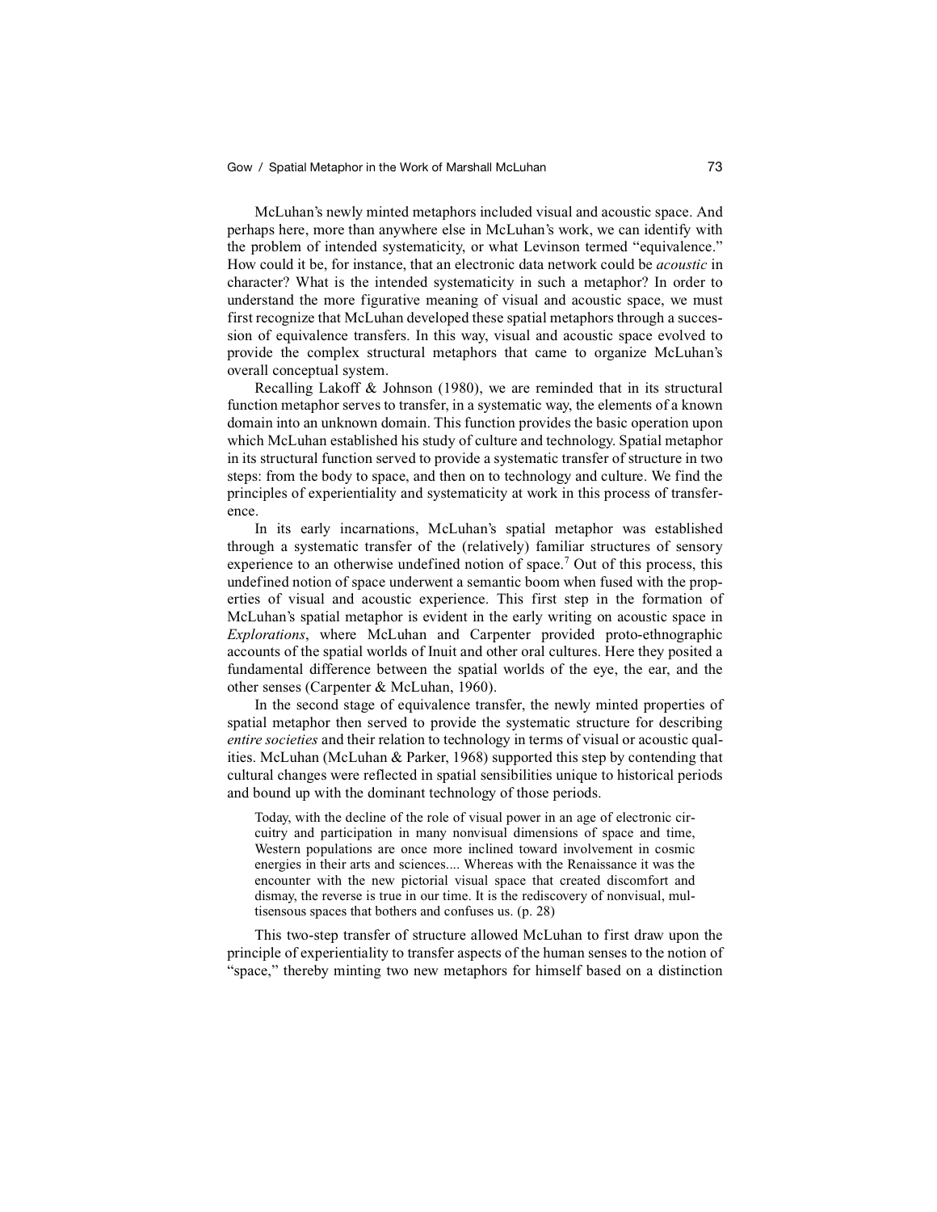McLuhan's newly minted metaphors included visual and acoustic space. And perhaps here, more than anywhere else in McLuhan's work, we can identify with the problem of intended systematicity, or what Levinson termed "equivalence." How could it be, for instance, that an electronic data network could be *acoustic* in character? What is the intended systematicity in such a metaphor? In order to understand the more figurative meaning of visual and acoustic space, we must first recognize that McLuhan developed these spatial metaphors through a succession of equivalence transfers. In this way, visual and acoustic space evolved to provide the complex structural metaphors that came to organize McLuhan's overall conceptual system.

Recalling Lakoff & Johnson (1980), we are reminded that in its structural function metaphor serves to transfer, in a systematic way, the elements of a known domain into an unknown domain. This function provides the basic operation upon which McLuhan established his study of culture and technology. Spatial metaphor in its structural function served to provide a systematic transfer of structure in two steps: from the body to space, and then on to technology and culture. We find the principles of experientiality and systematicity at work in this process of transference.

In its early incarnations, McLuhan's spatial metaphor was established through a systematic transfer of the (relatively) familiar structures of sensory experience to an otherwise undefined notion of space.[7] Out of this process, this undefined notion of space underwent a semantic boom when fused with the properties of visual and acoustic experience. This first step in the formation of McLuhan's spatial metaphor is evident in the early writing on acoustic space in *Explorations*, where McLuhan and Carpenter provided proto-ethnographic accounts of the spatial worlds of Inuit and other oral cultures. Here they posited a fundamental difference between the spatial worlds of the eye, the ear, and the other senses (Carpenter & McLuhan, 1960).

In the second stage of equivalence transfer, the newly minted properties of spatial metaphor then served to provide the systematic structure for describing *entire societies* and their relation to technology in terms of visual or acoustic qualities. McLuhan (McLuhan & Parker, 1968) supported this step by contending that cultural changes were reflected in spatial sensibilities unique to historical periods and bound up with the dominant technology of those periods.

> Today, with the decline of the role of visual power in an age of electronic circuitry and participation in many nonvisual dimensions of space and time, Western populations are once more inclined toward involvement in cosmic energies in their arts and sciences.... Whereas with the Renaissance it was the encounter with the new pictorial visual space that created discomfort and dismay, the reverse is true in our time. It is the rediscovery of nonvisual, multisensous spaces that bothers and confuses us. (p. 28)

This two-step transfer of structure allowed McLuhan to first draw upon the principle of experientiality to transfer aspects of the human senses to the notion of "space," thereby minting two new metaphors for himself based on a distinction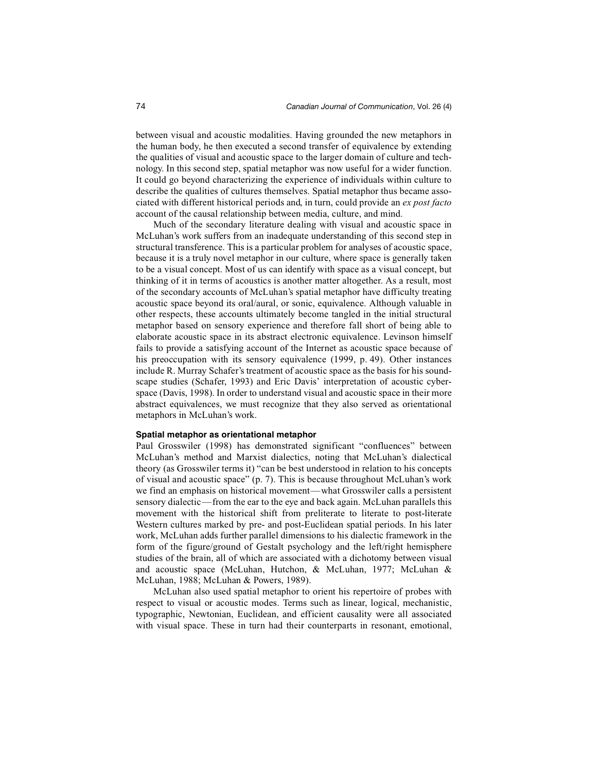between visual and acoustic modalities. Having grounded the new metaphors in the human body, he then executed a second transfer of equivalence by extending the qualities of visual and acoustic space to the larger domain of culture and technology. In this second step, spatial metaphor was now useful for a wider function. It could go beyond characterizing the experience of individuals within culture to describe the qualities of cultures themselves. Spatial metaphor thus became associated with different historical periods and, in turn, could provide an *ex post facto* account of the causal relationship between media, culture, and mind.

Much of the secondary literature dealing with visual and acoustic space in McLuhan's work suffers from an inadequate understanding of this second step in structural transference. This is a particular problem for analyses of acoustic space, because it is a truly novel metaphor in our culture, where space is generally taken to be a visual concept. Most of us can identify with space as a visual concept, but thinking of it in terms of acoustics is another matter altogether. As a result, most of the secondary accounts of McLuhan's spatial metaphor have difficulty treating acoustic space beyond its oral/aural, or sonic, equivalence. Although valuable in other respects, these accounts ultimately become tangled in the initial structural metaphor based on sensory experience and therefore fall short of being able to elaborate acoustic space in its abstract electronic equivalence. Levinson himself fails to provide a satisfying account of the Internet as acoustic space because of his preoccupation with its sensory equivalence (1999, p. 49). Other instances include R. Murray Schafer's treatment of acoustic space as the basis for his soundscape studies (Schafer, 1993) and Eric Davis' interpretation of acoustic cyberspace (Davis, 1998). In order to understand visual and acoustic space in their more abstract equivalences, we must recognize that they also served as orientational metaphors in McLuhan's work.

### Spatial metaphor as orientational metaphor

Paul Grosswiler (1998) has demonstrated significant "confluences" between McLuhan's method and Marxist dialectics, noting that McLuhan's dialectical theory (as Grosswiler terms it) "can be best understood in relation to his concepts of visual and acoustic space" (p. 7). This is because throughout McLuhan's work we find an emphasis on historical movement—what Grosswiler calls a persistent sensory dialectic—from the ear to the eye and back again. McLuhan parallels this movement with the historical shift from preliterate to literate to post-literate Western cultures marked by pre- and post-Euclidean spatial periods. In his later work, McLuhan adds further parallel dimensions to his dialectic framework in the form of the figure/ground of Gestalt psychology and the left/right hemisphere studies of the brain, all of which are associated with a dichotomy between visual and acoustic space (McLuhan, Hutchon, & McLuhan, 1977; McLuhan & McLuhan, 1988; McLuhan & Powers, 1989).

McLuhan also used spatial metaphor to orient his repertoire of probes with respect to visual or acoustic modes. Terms such as linear, logical, mechanistic, typographic, Newtonian, Euclidean, and efficient causality were all associated with visual space. These in turn had their counterparts in resonant, emotional,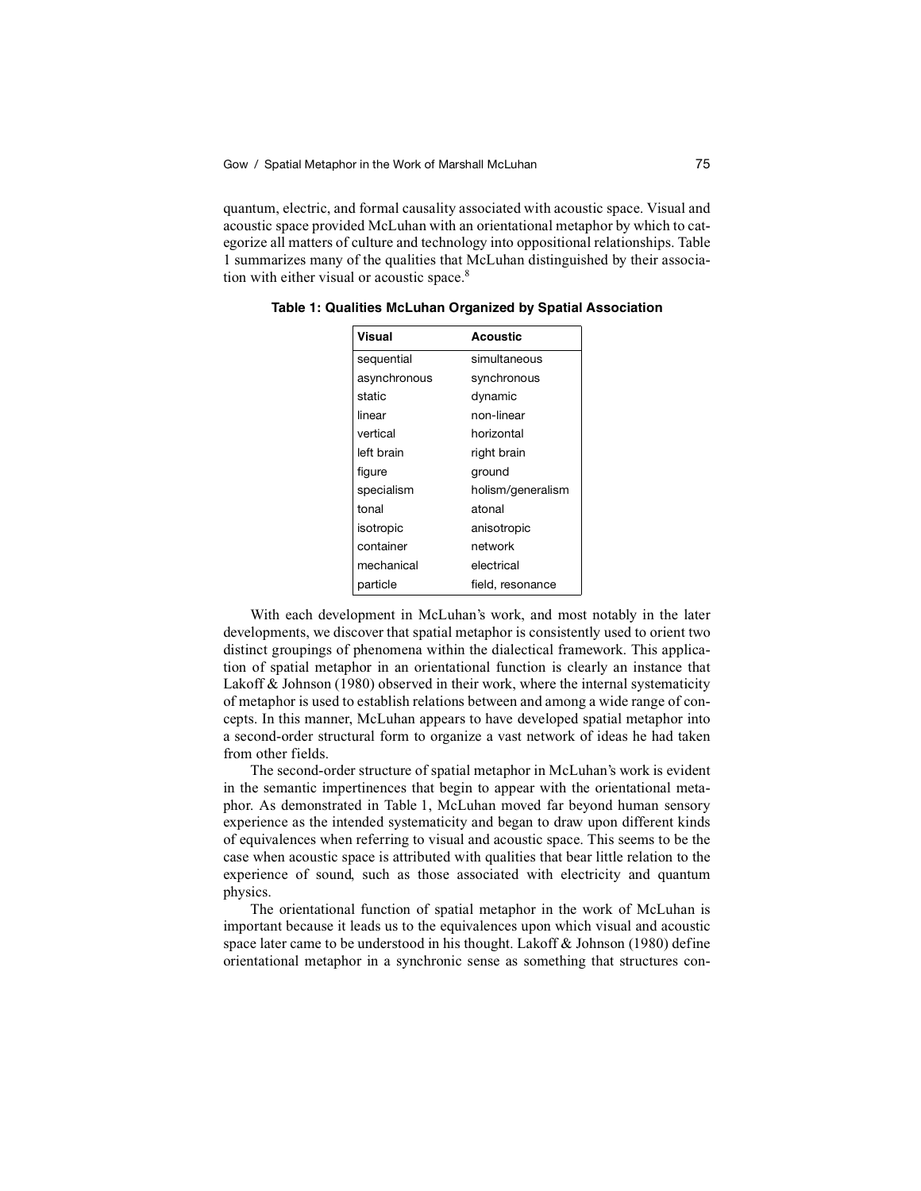quantum, electric, and formal causality associated with acoustic space. Visual and acoustic space provided McLuhan with an orientational metaphor by which to categorize all matters of culture and technology into oppositional relationships. Table 1 summarizes many of the qualities that McLuhan distinguished by their association with either visual or acoustic space.[8]

**Table 1: Qualities McLuhan Organized by Spatial Association**

| Visual | Acoustic |
|---|---|
| sequential | simultaneous |
| asynchronous | synchronous |
| static | dynamic |
| linear | non-linear |
| vertical | horizontal |
| left brain | right brain |
| figure | ground |
| specialism | holism/generalism |
| tonal | atonal |
| isotropic | anisotropic |
| container | network |
| mechanical | electrical |
| particle | field, resonance |

With each development in McLuhan's work, and most notably in the later developments, we discover that spatial metaphor is consistently used to orient two distinct groupings of phenomena within the dialectical framework. This application of spatial metaphor in an orientational function is clearly an instance that Lakoff & Johnson (1980) observed in their work, where the internal systematicity of metaphor is used to establish relations between and among a wide range of concepts. In this manner, McLuhan appears to have developed spatial metaphor into a second-order structural form to organize a vast network of ideas he had taken from other fields.

The second-order structure of spatial metaphor in McLuhan's work is evident in the semantic impertinences that begin to appear with the orientational metaphor. As demonstrated in Table 1, McLuhan moved far beyond human sensory experience as the intended systematicity and began to draw upon different kinds of equivalences when referring to visual and acoustic space. This seems to be the case when acoustic space is attributed with qualities that bear little relation to the experience of sound, such as those associated with electricity and quantum physics.

The orientational function of spatial metaphor in the work of McLuhan is important because it leads us to the equivalences upon which visual and acoustic space later came to be understood in his thought. Lakoff & Johnson (1980) define orientational metaphor in a synchronic sense as something that structures con-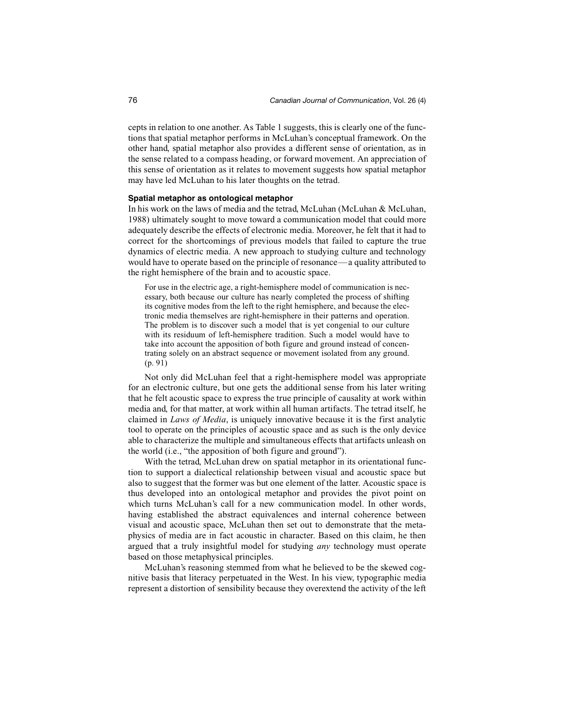cepts in relation to one another. As Table 1 suggests, this is clearly one of the functions that spatial metaphor performs in McLuhan's conceptual framework. On the other hand, spatial metaphor also provides a different sense of orientation, as in the sense related to a compass heading, or forward movement. An appreciation of this sense of orientation as it relates to movement suggests how spatial metaphor may have led McLuhan to his later thoughts on the tetrad.

#### Spatial metaphor as ontological metaphor

In his work on the laws of media and the tetrad, McLuhan (McLuhan & McLuhan, 1988) ultimately sought to move toward a communication model that could more adequately describe the effects of electronic media. Moreover, he felt that it had to correct for the shortcomings of previous models that failed to capture the true dynamics of electric media. A new approach to studying culture and technology would have to operate based on the principle of resonance—a quality attributed to the right hemisphere of the brain and to acoustic space.

> For use in the electric age, a right-hemisphere model of communication is necessary, both because our culture has nearly completed the process of shifting its cognitive modes from the left to the right hemisphere, and because the electronic media themselves are right-hemisphere in their patterns and operation. The problem is to discover such a model that is yet congenial to our culture with its residuum of left-hemisphere tradition. Such a model would have to take into account the apposition of both figure and ground instead of concentrating solely on an abstract sequence or movement isolated from any ground. (p. 91)

Not only did McLuhan feel that a right-hemisphere model was appropriate for an electronic culture, but one gets the additional sense from his later writing that he felt acoustic space to express the true principle of causality at work within media and, for that matter, at work within all human artifacts. The tetrad itself, he claimed in *Laws of Media*, is uniquely innovative because it is the first analytic tool to operate on the principles of acoustic space and as such is the only device able to characterize the multiple and simultaneous effects that artifacts unleash on the world (i.e., "the apposition of both figure and ground").

With the tetrad, McLuhan drew on spatial metaphor in its orientational function to support a dialectical relationship between visual and acoustic space but also to suggest that the former was but one element of the latter. Acoustic space is thus developed into an ontological metaphor and provides the pivot point on which turns McLuhan's call for a new communication model. In other words, having established the abstract equivalences and internal coherence between visual and acoustic space, McLuhan then set out to demonstrate that the metaphysics of media are in fact acoustic in character. Based on this claim, he then argued that a truly insightful model for studying *any* technology must operate based on those metaphysical principles.

McLuhan's reasoning stemmed from what he believed to be the skewed cognitive basis that literacy perpetuated in the West. In his view, typographic media represent a distortion of sensibility because they overextend the activity of the left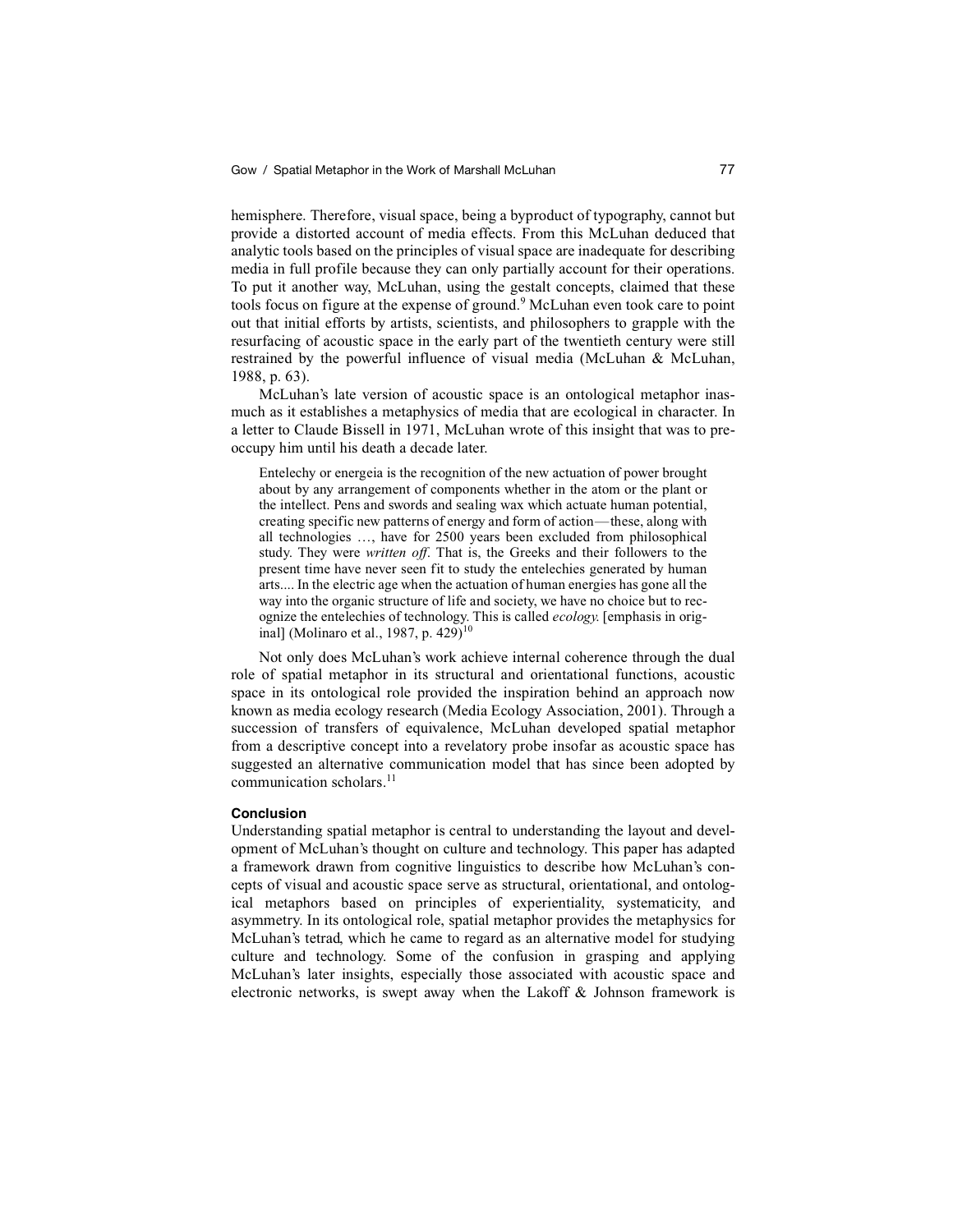hemisphere. Therefore, visual space, being a byproduct of typography, cannot but provide a distorted account of media effects. From this McLuhan deduced that analytic tools based on the principles of visual space are inadequate for describing media in full profile because they can only partially account for their operations. To put it another way, McLuhan, using the gestalt concepts, claimed that these tools focus on figure at the expense of ground.[9] McLuhan even took care to point out that initial efforts by artists, scientists, and philosophers to grapple with the resurfacing of acoustic space in the early part of the twentieth century were still restrained by the powerful influence of visual media (McLuhan & McLuhan, 1988, p. 63).

McLuhan's late version of acoustic space is an ontological metaphor inasmuch as it establishes a metaphysics of media that are ecological in character. In a letter to Claude Bissell in 1971, McLuhan wrote of this insight that was to preoccupy him until his death a decade later.

> Entelechy or energeia is the recognition of the new actuation of power brought about by any arrangement of components whether in the atom or the plant or the intellect. Pens and swords and sealing wax which actuate human potential, creating specific new patterns of energy and form of action—these, along with all technologies …, have for 2500 years been excluded from philosophical study. They were *written off*. That is, the Greeks and their followers to the present time have never seen fit to study the entelechies generated by human arts.... In the electric age when the actuation of human energies has gone all the way into the organic structure of life and society, we have no choice but to recognize the entelechies of technology. This is called *ecology.* [emphasis in original] (Molinaro et al., 1987, p. 429)[10]

Not only does McLuhan's work achieve internal coherence through the dual role of spatial metaphor in its structural and orientational functions, acoustic space in its ontological role provided the inspiration behind an approach now known as media ecology research (Media Ecology Association, 2001). Through a succession of transfers of equivalence, McLuhan developed spatial metaphor from a descriptive concept into a revelatory probe insofar as acoustic space has suggested an alternative communication model that has since been adopted by communication scholars.[11]

**Conclusion**

Understanding spatial metaphor is central to understanding the layout and development of McLuhan's thought on culture and technology. This paper has adapted a framework drawn from cognitive linguistics to describe how McLuhan's concepts of visual and acoustic space serve as structural, orientational, and ontological metaphors based on principles of experientiality, systematicity, and asymmetry. In its ontological role, spatial metaphor provides the metaphysics for McLuhan's tetrad, which he came to regard as an alternative model for studying culture and technology. Some of the confusion in grasping and applying McLuhan's later insights, especially those associated with acoustic space and electronic networks, is swept away when the Lakoff & Johnson framework is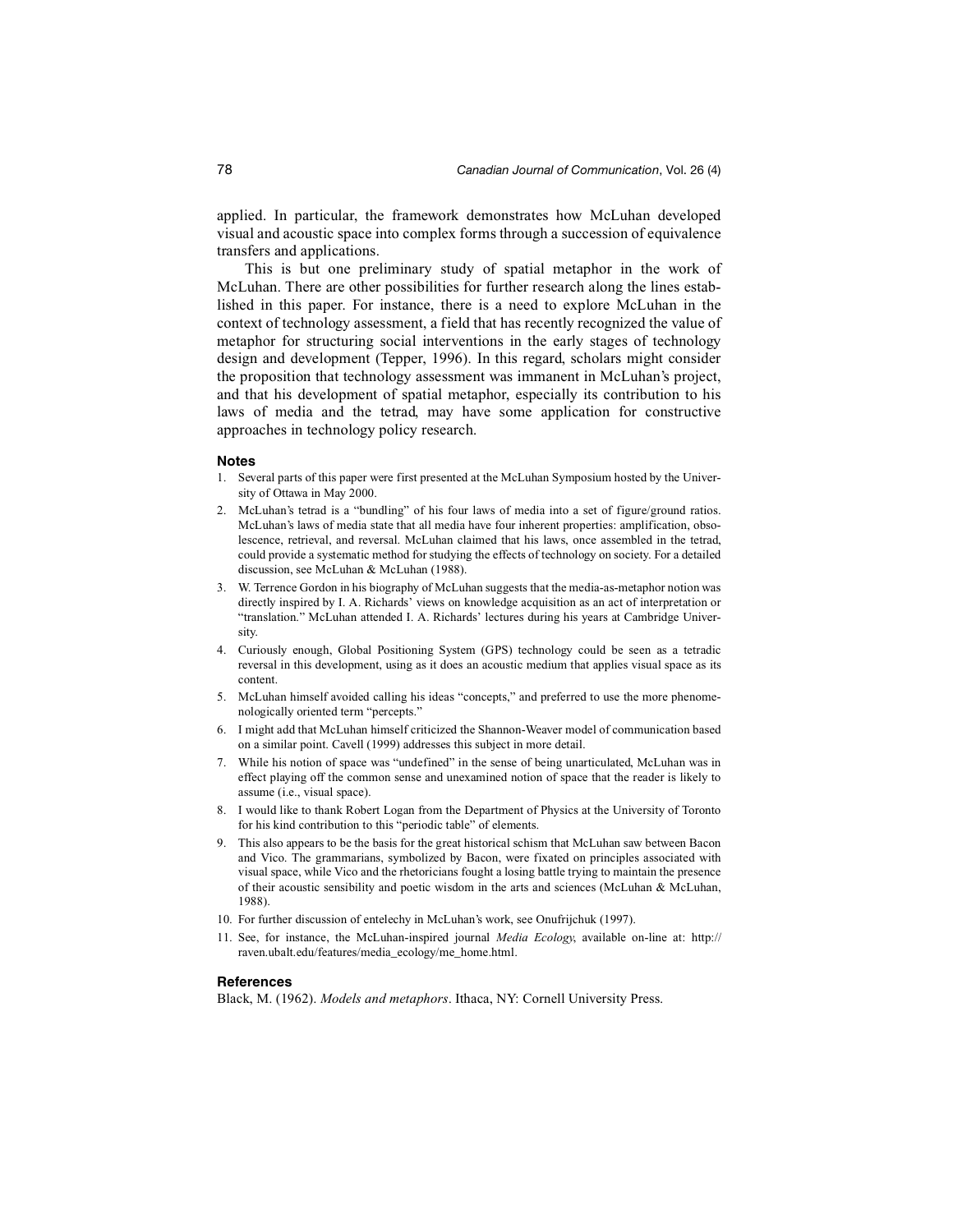applied. In particular, the framework demonstrates how McLuhan developed visual and acoustic space into complex forms through a succession of equivalence transfers and applications.

This is but one preliminary study of spatial metaphor in the work of McLuhan. There are other possibilities for further research along the lines established in this paper. For instance, there is a need to explore McLuhan in the context of technology assessment, a field that has recently recognized the value of metaphor for structuring social interventions in the early stages of technology design and development (Tepper, 1996). In this regard, scholars might consider the proposition that technology assessment was immanent in McLuhan's project, and that his development of spatial metaphor, especially its contribution to his laws of media and the tetrad, may have some application for constructive approaches in technology policy research.

### Notes

1. Several parts of this paper were first presented at the McLuhan Symposium hosted by the University of Ottawa in May 2000.
2. McLuhan's tetrad is a "bundling" of his four laws of media into a set of figure/ground ratios. McLuhan's laws of media state that all media have four inherent properties: amplification, obsolescence, retrieval, and reversal. McLuhan claimed that his laws, once assembled in the tetrad, could provide a systematic method for studying the effects of technology on society. For a detailed discussion, see McLuhan & McLuhan (1988).
3. W. Terrence Gordon in his biography of McLuhan suggests that the media-as-metaphor notion was directly inspired by I. A. Richards' views on knowledge acquisition as an act of interpretation or "translation." McLuhan attended I. A. Richards' lectures during his years at Cambridge University.
4. Curiously enough, Global Positioning System (GPS) technology could be seen as a tetradic reversal in this development, using as it does an acoustic medium that applies visual space as its content.
5. McLuhan himself avoided calling his ideas "concepts," and preferred to use the more phenomenologically oriented term "percepts."
6. I might add that McLuhan himself criticized the Shannon-Weaver model of communication based on a similar point. Cavell (1999) addresses this subject in more detail.
7. While his notion of space was "undefined" in the sense of being unarticulated, McLuhan was in effect playing off the common sense and unexamined notion of space that the reader is likely to assume (i.e., visual space).
8. I would like to thank Robert Logan from the Department of Physics at the University of Toronto for his kind contribution to this "periodic table" of elements.
9. This also appears to be the basis for the great historical schism that McLuhan saw between Bacon and Vico. The grammarians, symbolized by Bacon, were fixated on principles associated with visual space, while Vico and the rhetoricians fought a losing battle trying to maintain the presence of their acoustic sensibility and poetic wisdom in the arts and sciences (McLuhan & McLuhan, 1988).
10. For further discussion of entelechy in McLuhan's work, see Onufrijchuk (1997).
11. See, for instance, the McLuhan-inspired journal *Media Ecology*, available on-line at: http://raven.ubalt.edu/features/media_ecology/me_home.html.

### References

Black, M. (1962). *Models and metaphors*. Ithaca, NY: Cornell University Press.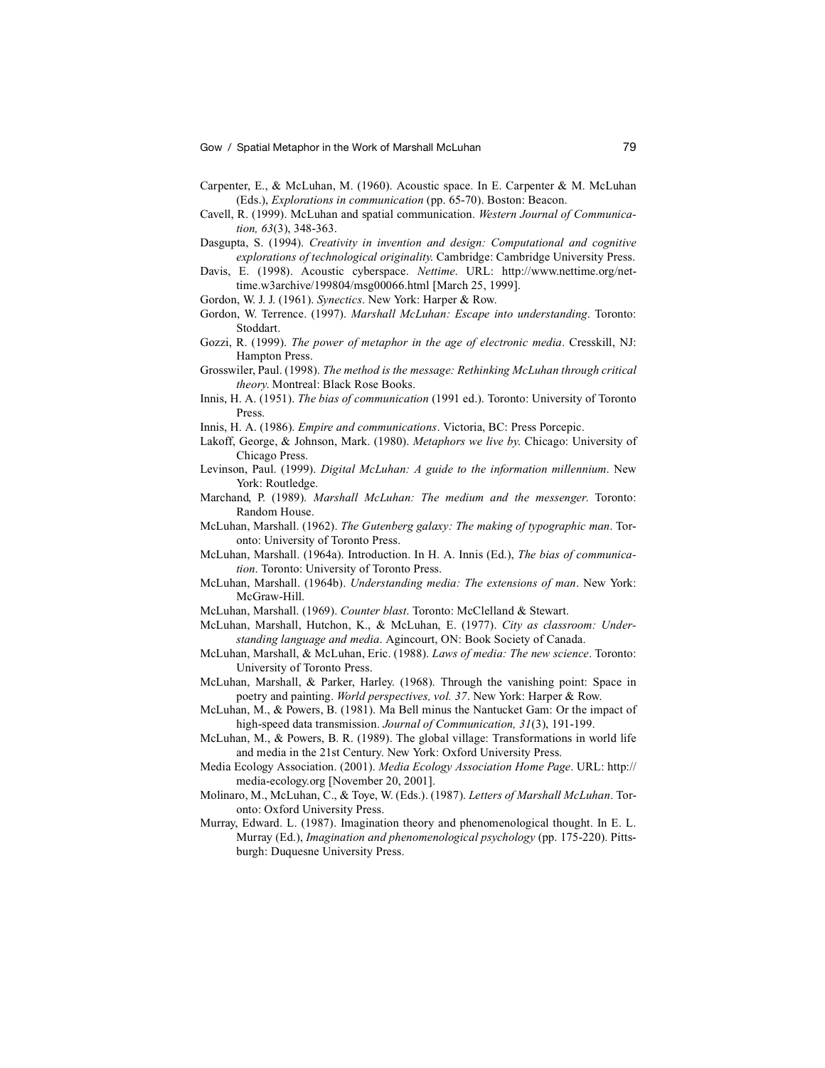Carpenter, E., & McLuhan, M. (1960). Acoustic space. In E. Carpenter & M. McLuhan (Eds.), *Explorations in communication* (pp. 65-70). Boston: Beacon.

Cavell, R. (1999). McLuhan and spatial communication. *Western Journal of Communication, 63*(3), 348-363.

Dasgupta, S. (1994). *Creativity in invention and design: Computational and cognitive explorations of technological originality.* Cambridge: Cambridge University Press.

Davis, E. (1998). Acoustic cyberspace. *Nettime*. URL: http://www.nettime.org/nettime.w3archive/199804/msg00066.html [March 25, 1999].

Gordon, W. J. J. (1961). *Synectics*. New York: Harper & Row.

Gordon, W. Terrence. (1997). *Marshall McLuhan: Escape into understanding*. Toronto: Stoddart.

Gozzi, R. (1999). *The power of metaphor in the age of electronic media*. Cresskill, NJ: Hampton Press.

Grosswiler, Paul. (1998). *The method is the message: Rethinking McLuhan through critical theory*. Montreal: Black Rose Books.

Innis, H. A. (1951). *The bias of communication* (1991 ed.). Toronto: University of Toronto Press.

Innis, H. A. (1986). *Empire and communications*. Victoria, BC: Press Porcepic.

Lakoff, George, & Johnson, Mark. (1980). *Metaphors we live by*. Chicago: University of Chicago Press.

Levinson, Paul. (1999). *Digital McLuhan: A guide to the information millennium*. New York: Routledge.

Marchand, P. (1989). *Marshall McLuhan: The medium and the messenger*. Toronto: Random House.

McLuhan, Marshall. (1962). *The Gutenberg galaxy: The making of typographic man*. Toronto: University of Toronto Press.

McLuhan, Marshall. (1964a). Introduction. In H. A. Innis (Ed.), *The bias of communication*. Toronto: University of Toronto Press.

McLuhan, Marshall. (1964b). *Understanding media: The extensions of man*. New York: McGraw-Hill.

McLuhan, Marshall. (1969). *Counter blast*. Toronto: McClelland & Stewart.

McLuhan, Marshall, Hutchon, K., & McLuhan, E. (1977). *City as classroom: Understanding language and media*. Agincourt, ON: Book Society of Canada.

McLuhan, Marshall, & McLuhan, Eric. (1988). *Laws of media: The new science*. Toronto: University of Toronto Press.

McLuhan, Marshall, & Parker, Harley. (1968). Through the vanishing point: Space in poetry and painting. *World perspectives, vol. 37*. New York: Harper & Row.

McLuhan, M., & Powers, B. (1981). Ma Bell minus the Nantucket Gam: Or the impact of high-speed data transmission. *Journal of Communication, 31*(3), 191-199.

McLuhan, M., & Powers, B. R. (1989). The global village: Transformations in world life and media in the 21st Century. New York: Oxford University Press.

Media Ecology Association. (2001). *Media Ecology Association Home Page*. URL: http://media-ecology.org [November 20, 2001].

Molinaro, M., McLuhan, C., & Toye, W. (Eds.). (1987). *Letters of Marshall McLuhan*. Toronto: Oxford University Press.

Murray, Edward. L. (1987). Imagination theory and phenomenological thought. In E. L. Murray (Ed.), *Imagination and phenomenological psychology* (pp. 175-220). Pittsburgh: Duquesne University Press.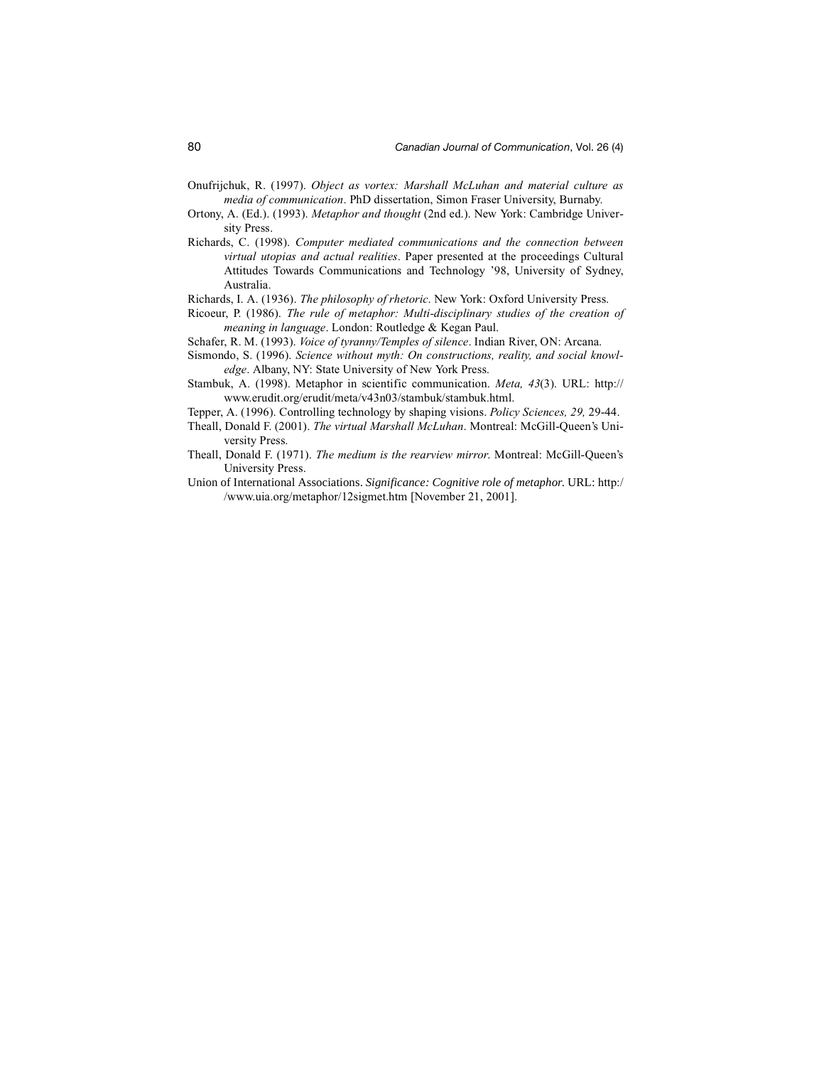Onufrijchuk, R. (1997). *Object as vortex: Marshall McLuhan and material culture as media of communication*. PhD dissertation, Simon Fraser University, Burnaby.

Ortony, A. (Ed.). (1993). *Metaphor and thought* (2nd ed.). New York: Cambridge University Press.

Richards, C. (1998). *Computer mediated communications and the connection between virtual utopias and actual realities*. Paper presented at the proceedings Cultural Attitudes Towards Communications and Technology '98, University of Sydney, Australia.

Richards, I. A. (1936). *The philosophy of rhetoric*. New York: Oxford University Press.

Ricoeur, P. (1986). *The rule of metaphor: Multi-disciplinary studies of the creation of meaning in language*. London: Routledge & Kegan Paul.

Schafer, R. M. (1993). *Voice of tyranny/Temples of silence*. Indian River, ON: Arcana.

Sismondo, S. (1996). *Science without myth: On constructions, reality, and social knowledge*. Albany, NY: State University of New York Press.

Stambuk, A. (1998). Metaphor in scientific communication. *Meta, 43*(3). URL: http://www.erudit.org/erudit/meta/v43n03/stambuk/stambuk.html.

Tepper, A. (1996). Controlling technology by shaping visions. *Policy Sciences, 29,* 29-44.

Theall, Donald F. (2001). *The virtual Marshall McLuhan*. Montreal: McGill-Queen's University Press.

Theall, Donald F. (1971). *The medium is the rearview mirror*. Montreal: McGill-Queen's University Press.

Union of International Associations. *Significance: Cognitive role of metaphor*. URL: http://www.uia.org/metaphor/12sigmet.htm [November 21, 2001].